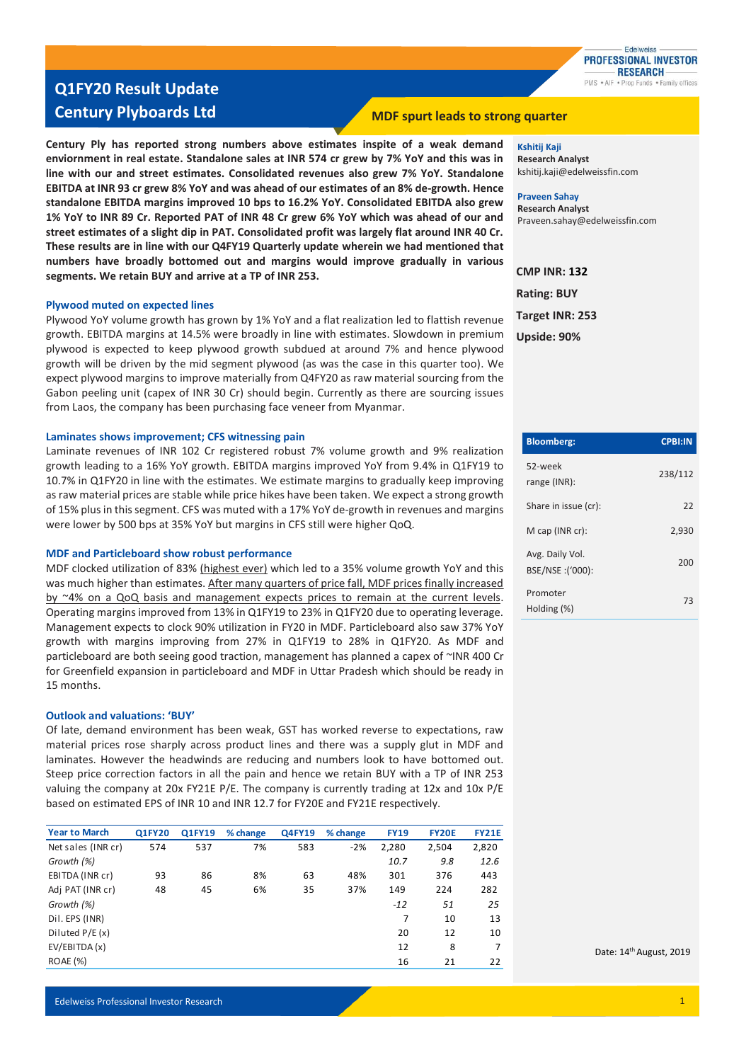# Q1FY20 Result Update

# Century Plyboards Ltd

## MDF spurt leads to strong quarter

**Century Ply has reported strong numbers above estimates inspite of a weak demand enviornment in real estate. Standalone sales at INR 574 cr grew by 7% YoY and this was in line with our and street estimates. Consolidated revenues also grew 7% YoY. Standalone EBITDA at INR 93 cr grew 8% YoY and was ahead of our estimates of an 8% de-growth. Hence standalone EBITDA margins improved 10 bps to 16.2% YoY. Consolidated EBITDA also grew 1% YoY to INR 89 Cr. Reported PAT of INR 48 Cr grew 6% YoY which was ahead of our and street estimates of a slight dip in PAT. Consolidated profit was largely flat around INR 40 Cr. These results are in line with our Q4FY19 Quarterly update wherein we had mentioned that numbers have broadly bottomed out and margins would improve gradually in various segments. We retain BUY and arrive at a TP of INR 253.**

**Kshitij Kaji**
**Research Analyst**
kshitij.kaji@edelweissfin.com

**Praveen Sahay**
**Research Analyst**
Praveen.sahay@edelweissfin.com

**CMP INR: 132**

**Rating: BUY**

**Target INR: 253**

**Upside: 90%**

| **Bloomberg:** | **CPBI:IN** |
|---|---|
| 52-week range (INR): | 238/112 |
| Share in issue (cr): | 22 |
| M cap (INR cr): | 2,930 |
| Avg. Daily Vol. BSE/NSE :('000): | 200 |
| Promoter Holding (%) | 73 |

### Plywood muted on expected lines

Plywood YoY volume growth has grown by 1% YoY and a flat realization led to flattish revenue growth. EBITDA margins at 14.5% were broadly in line with estimates. Slowdown in premium plywood is expected to keep plywood growth subdued at around 7% and hence plywood growth will be driven by the mid segment plywood (as was the case in this quarter too). We expect plywood margins to improve materially from Q4FY20 as raw material sourcing from the Gabon peeling unit (capex of INR 30 Cr) should begin. Currently as there are sourcing issues from Laos, the company has been purchasing face veneer from Myanmar.

### Laminates shows improvement; CFS witnessing pain

Laminate revenues of INR 102 Cr registered robust 7% volume growth and 9% realization growth leading to a 16% YoY growth. EBITDA margins improved YoY from 9.4% in Q1FY19 to 10.7% in Q1FY20 in line with the estimates. We estimate margins to gradually keep improving as raw material prices are stable while price hikes have been taken. We expect a strong growth of 15% plus in this segment. CFS was muted with a 17% YoY de-growth in revenues and margins were lower by 500 bps at 35% YoY but margins in CFS still were higher QoQ.

### MDF and Particleboard show robust performance

MDF clocked utilization of 83% (highest ever) which led to a 35% volume growth YoY and this was much higher than estimates. After many quarters of price fall, MDF prices finally increased by ~4% on a QoQ basis and management expects prices to remain at the current levels. Operating margins improved from 13% in Q1FY19 to 23% in Q1FY20 due to operating leverage. Management expects to clock 90% utilization in FY20 in MDF. Particleboard also saw 37% YoY growth with margins improving from 27% in Q1FY19 to 28% in Q1FY20. As MDF and particleboard are both seeing good traction, management has planned a capex of ~INR 400 Cr for Greenfield expansion in particleboard and MDF in Uttar Pradesh which should be ready in 15 months.

### Outlook and valuations: 'BUY'

Of late, demand environment has been weak, GST has worked reverse to expectations, raw material prices rose sharply across product lines and there was a supply glut in MDF and laminates. However the headwinds are reducing and numbers look to have bottomed out. Steep price correction factors in all the pain and hence we retain BUY with a TP of INR 253 valuing the company at 20x FY21E P/E. The company is currently trading at 12x and 10x P/E based on estimated EPS of INR 10 and INR 12.7 for FY20E and FY21E respectively.

| Year to March | Q1FY20 | Q1FY19 | % change | Q4FY19 | % change | FY19 | FY20E | FY21E |
|---|---|---|---|---|---|---|---|---|
| Net sales (INR cr) | 574 | 537 | 7% | 583 | -2% | 2,280 | 2,504 | 2,820 |
| *Growth (%)* | | | | | | *10.7* | *9.8* | *12.6* |
| EBITDA (INR cr) | 93 | 86 | 8% | 63 | 48% | 301 | 376 | 443 |
| Adj PAT (INR cr) | 48 | 45 | 6% | 35 | 37% | 149 | 224 | 282 |
| *Growth (%)* | | | | | | *-12* | *51* | *25* |
| Dil. EPS (INR) | | | | | | 7 | 10 | 13 |
| Diluted P/E (x) | | | | | | 20 | 12 | 10 |
| EV/EBITDA (x) | | | | | | 12 | 8 | 7 |
| ROAE (%) | | | | | | 16 | 21 | 22 |

Date: 14th August, 2019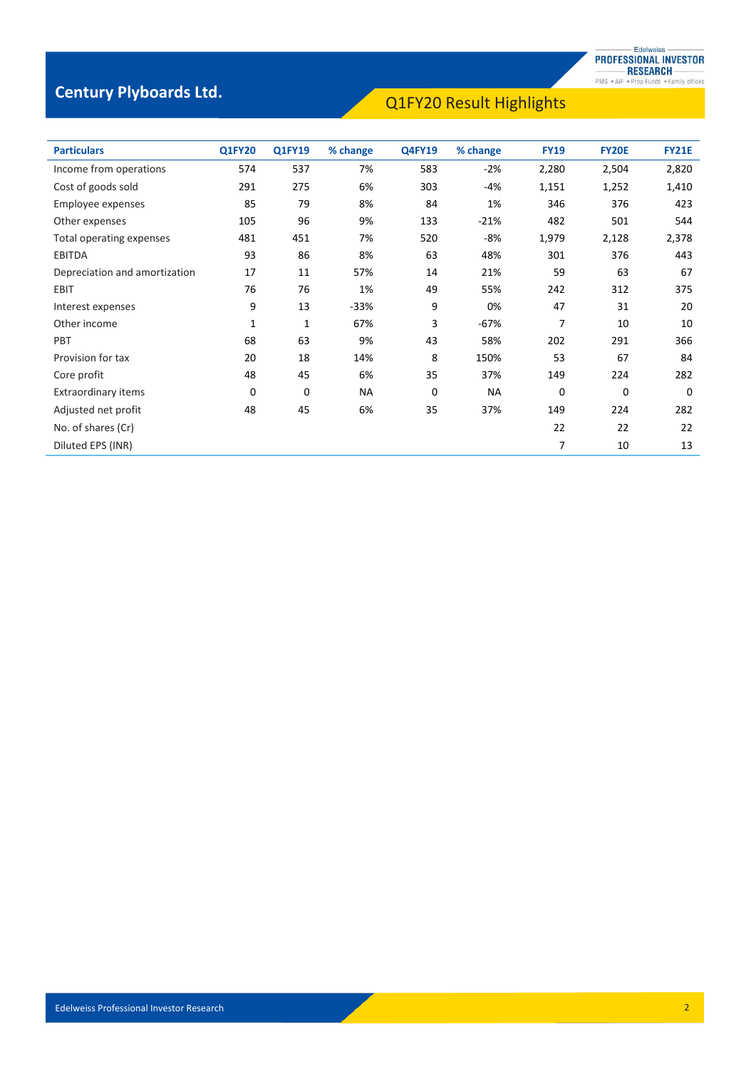# Century Plyboards Ltd.

## Q1FY20 Result Highlights

| Particulars | Q1FY20 | Q1FY19 | % change | Q4FY19 | % change | FY19 | FY20E | FY21E |
|---|---|---|---|---|---|---|---|---|
| Income from operations | 574 | 537 | 7% | 583 | -2% | 2,280 | 2,504 | 2,820 |
| Cost of goods sold | 291 | 275 | 6% | 303 | -4% | 1,151 | 1,252 | 1,410 |
| Employee expenses | 85 | 79 | 8% | 84 | 1% | 346 | 376 | 423 |
| Other expenses | 105 | 96 | 9% | 133 | -21% | 482 | 501 | 544 |
| Total operating expenses | 481 | 451 | 7% | 520 | -8% | 1,979 | 2,128 | 2,378 |
| EBITDA | 93 | 86 | 8% | 63 | 48% | 301 | 376 | 443 |
| Depreciation and amortization | 17 | 11 | 57% | 14 | 21% | 59 | 63 | 67 |
| EBIT | 76 | 76 | 1% | 49 | 55% | 242 | 312 | 375 |
| Interest expenses | 9 | 13 | -33% | 9 | 0% | 47 | 31 | 20 |
| Other income | 1 | 1 | 67% | 3 | -67% | 7 | 10 | 10 |
| PBT | 68 | 63 | 9% | 43 | 58% | 202 | 291 | 366 |
| Provision for tax | 20 | 18 | 14% | 8 | 150% | 53 | 67 | 84 |
| Core profit | 48 | 45 | 6% | 35 | 37% | 149 | 224 | 282 |
| Extraordinary items | 0 | 0 | NA | 0 | NA | 0 | 0 | 0 |
| Adjusted net profit | 48 | 45 | 6% | 35 | 37% | 149 | 224 | 282 |
| No. of shares (Cr) | | | | | | 22 | 22 | 22 |
| Diluted EPS (INR) | | | | | | 7 | 10 | 13 |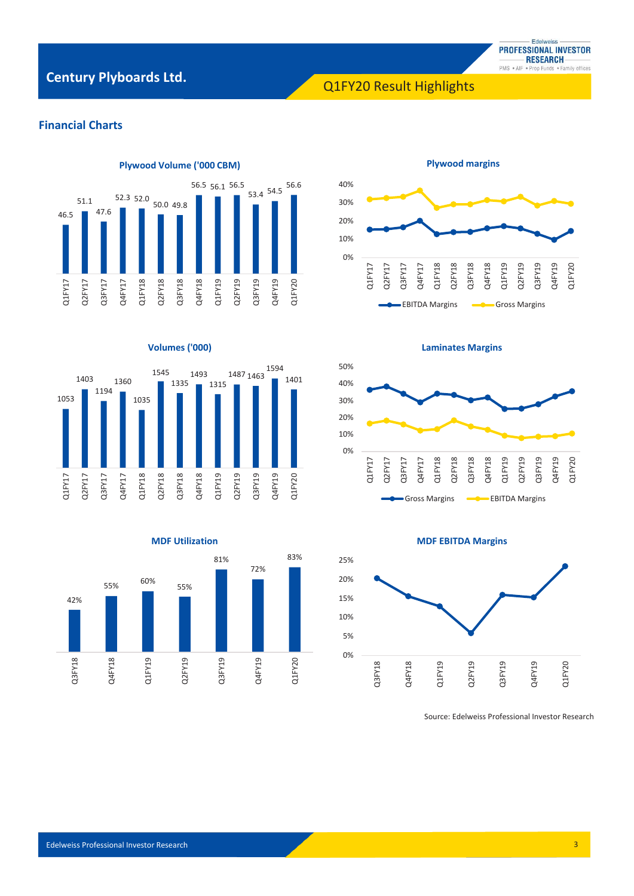## Financial Charts

**Plywood Volume ('000 CBM)**

| Quarter | Volume |
|---|---|
| Q1FY17 | 46.5 |
| Q2FY17 | 51.1 |
| Q3FY17 | 47.6 |
| Q4FY17 | 52.3 |
| Q1FY18 | 52.0 |
| Q2FY18 | 50.0 |
| Q3FY18 | 49.8 |
| Q4FY18 | 56.5 |
| Q1FY19 | 56.1 |
| Q2FY19 | 56.5 |
| Q3FY19 | 53.4 |
| Q4FY19 | 54.5 |
| Q1FY20 | 56.6 |

**Plywood margins**

Series: EBITDA Margins, Gross Margins (Q1FY17 – Q1FY20)

**Volumes ('000)**

| Quarter | Volume |
|---|---|
| Q1FY17 | 1053 |
| Q2FY17 | 1403 |
| Q3FY17 | 1194 |
| Q4FY17 | 1360 |
| Q1FY18 | 1035 |
| Q2FY18 | 1545 |
| Q3FY18 | 1335 |
| Q4FY18 | 1493 |
| Q1FY19 | 1315 |
| Q2FY19 | 1487 |
| Q3FY19 | 1463 |
| Q4FY19 | 1594 |
| Q1FY20 | 1401 |

**Laminates Margins**

Series: Gross Margins, EBITDA Margins (Q1FY17 – Q1FY20)

**MDF Utilization**

| Quarter | Utilization |
|---|---|
| Q3FY18 | 42% |
| Q4FY18 | 55% |
| Q1FY19 | 60% |
| Q2FY19 | 55% |
| Q3FY19 | 81% |
| Q4FY19 | 72% |
| Q1FY20 | 83% |

**MDF EBITDA Margins**

Quarters: Q3FY18, Q4FY18, Q1FY19, Q2FY19, Q3FY19, Q4FY19, Q1FY20

Source: Edelweiss Professional Investor Research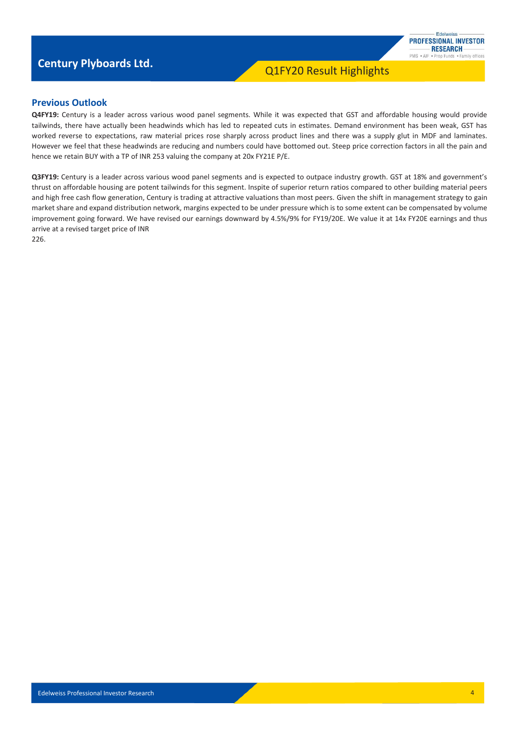## Previous Outlook

**Q4FY19:** Century is a leader across various wood panel segments. While it was expected that GST and affordable housing would provide tailwinds, there have actually been headwinds which has led to repeated cuts in estimates. Demand environment has been weak, GST has worked reverse to expectations, raw material prices rose sharply across product lines and there was a supply glut in MDF and laminates. However we feel that these headwinds are reducing and numbers could have bottomed out. Steep price correction factors in all the pain and hence we retain BUY with a TP of INR 253 valuing the company at 20x FY21E P/E.

**Q3FY19:** Century is a leader across various wood panel segments and is expected to outpace industry growth. GST at 18% and government's thrust on affordable housing are potent tailwinds for this segment. Inspite of superior return ratios compared to other building material peers and high free cash flow generation, Century is trading at attractive valuations than most peers. Given the shift in management strategy to gain market share and expand distribution network, margins expected to be under pressure which is to some extent can be compensated by volume improvement going forward. We have revised our earnings downward by 4.5%/9% for FY19/20E. We value it at 14x FY20E earnings and thus arrive at a revised target price of INR 226.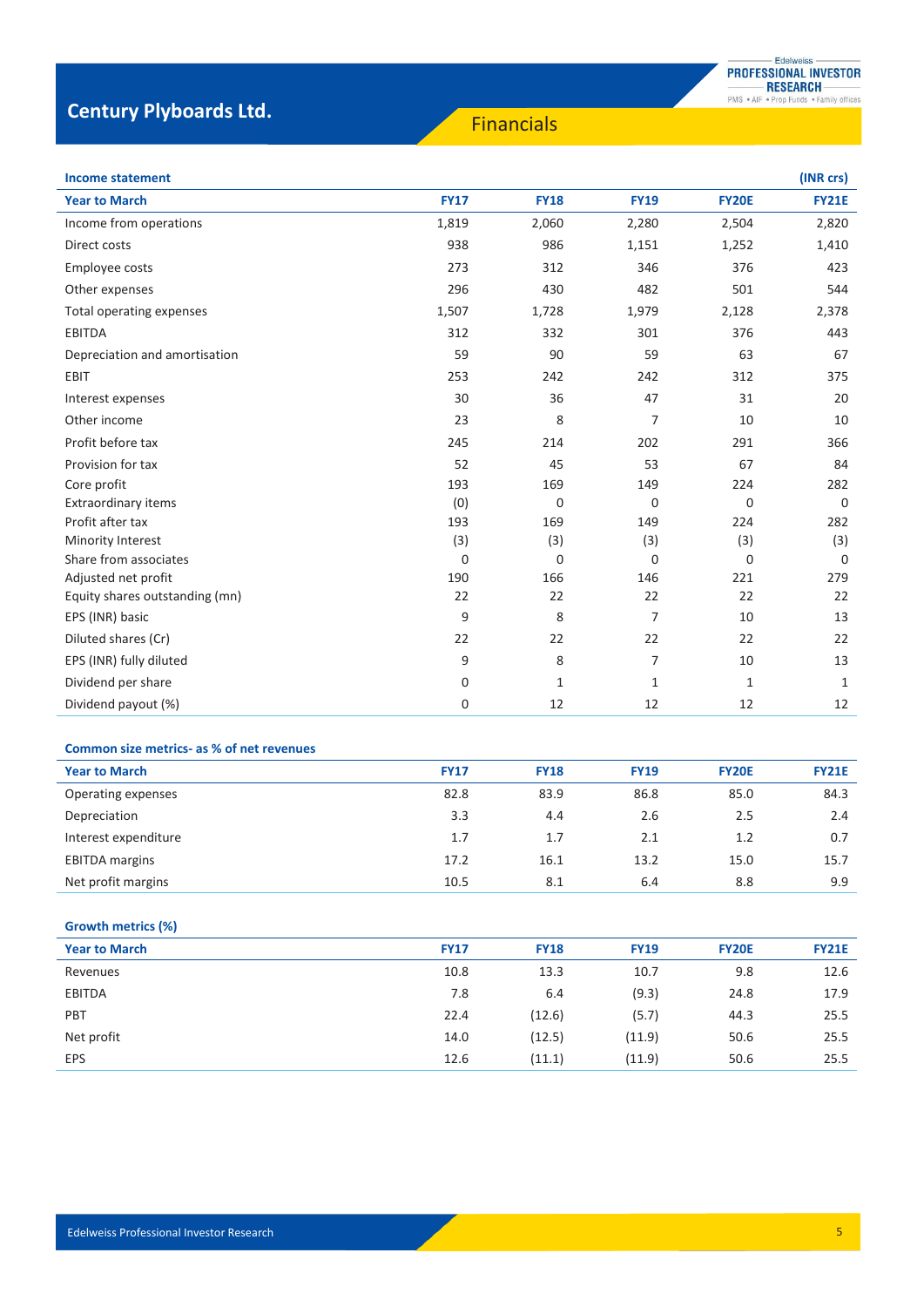# Century Plyboards Ltd.

## Financials

### Income statement

| Year to March | FY17 | FY18 | FY19 | FY20E | FY21E |
|---|---|---|---|---|---|
| (INR crs) | | | | | |
| Income from operations | 1,819 | 2,060 | 2,280 | 2,504 | 2,820 |
| Direct costs | 938 | 986 | 1,151 | 1,252 | 1,410 |
| Employee costs | 273 | 312 | 346 | 376 | 423 |
| Other expenses | 296 | 430 | 482 | 501 | 544 |
| Total operating expenses | 1,507 | 1,728 | 1,979 | 2,128 | 2,378 |
| EBITDA | 312 | 332 | 301 | 376 | 443 |
| Depreciation and amortisation | 59 | 90 | 59 | 63 | 67 |
| EBIT | 253 | 242 | 242 | 312 | 375 |
| Interest expenses | 30 | 36 | 47 | 31 | 20 |
| Other income | 23 | 8 | 7 | 10 | 10 |
| Profit before tax | 245 | 214 | 202 | 291 | 366 |
| Provision for tax | 52 | 45 | 53 | 67 | 84 |
| Core profit | 193 | 169 | 149 | 224 | 282 |
| Extraordinary items | (0) | 0 | 0 | 0 | 0 |
| Profit after tax | 193 | 169 | 149 | 224 | 282 |
| Minority Interest | (3) | (3) | (3) | (3) | (3) |
| Share from associates | 0 | 0 | 0 | 0 | 0 |
| Adjusted net profit | 190 | 166 | 146 | 221 | 279 |
| Equity shares outstanding (mn) | 22 | 22 | 22 | 22 | 22 |
| EPS (INR) basic | 9 | 8 | 7 | 10 | 13 |
| Diluted shares (Cr) | 22 | 22 | 22 | 22 | 22 |
| EPS (INR) fully diluted | 9 | 8 | 7 | 10 | 13 |
| Dividend per share | 0 | 1 | 1 | 1 | 1 |
| Dividend payout (%) | 0 | 12 | 12 | 12 | 12 |

### Common size metrics- as % of net revenues

| Year to March | FY17 | FY18 | FY19 | FY20E | FY21E |
|---|---|---|---|---|---|
| Operating expenses | 82.8 | 83.9 | 86.8 | 85.0 | 84.3 |
| Depreciation | 3.3 | 4.4 | 2.6 | 2.5 | 2.4 |
| Interest expenditure | 1.7 | 1.7 | 2.1 | 1.2 | 0.7 |
| EBITDA margins | 17.2 | 16.1 | 13.2 | 15.0 | 15.7 |
| Net profit margins | 10.5 | 8.1 | 6.4 | 8.8 | 9.9 |

### Growth metrics (%)

| Year to March | FY17 | FY18 | FY19 | FY20E | FY21E |
|---|---|---|---|---|---|
| Revenues | 10.8 | 13.3 | 10.7 | 9.8 | 12.6 |
| EBITDA | 7.8 | 6.4 | (9.3) | 24.8 | 17.9 |
| PBT | 22.4 | (12.6) | (5.7) | 44.3 | 25.5 |
| Net profit | 14.0 | (12.5) | (11.9) | 50.6 | 25.5 |
| EPS | 12.6 | (11.1) | (11.9) | 50.6 | 25.5 |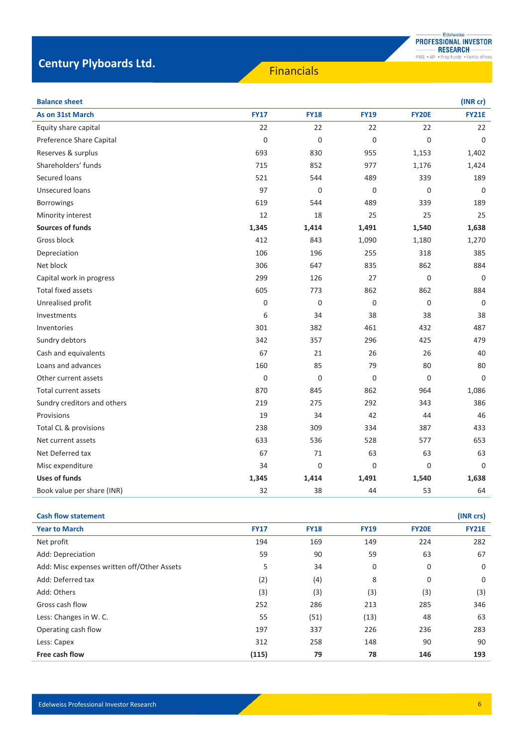# Century Plyboards Ltd.

## Financials

**Balance sheet** (INR cr)

| As on 31st March | FY17 | FY18 | FY19 | FY20E | FY21E |
|---|---|---|---|---|---|
| Equity share capital | 22 | 22 | 22 | 22 | 22 |
| Preference Share Capital | 0 | 0 | 0 | 0 | 0 |
| Reserves & surplus | 693 | 830 | 955 | 1,153 | 1,402 |
| Shareholders' funds | 715 | 852 | 977 | 1,176 | 1,424 |
| Secured loans | 521 | 544 | 489 | 339 | 189 |
| Unsecured loans | 97 | 0 | 0 | 0 | 0 |
| Borrowings | 619 | 544 | 489 | 339 | 189 |
| Minority interest | 12 | 18 | 25 | 25 | 25 |
| **Sources of funds** | **1,345** | **1,414** | **1,491** | **1,540** | **1,638** |
| Gross block | 412 | 843 | 1,090 | 1,180 | 1,270 |
| Depreciation | 106 | 196 | 255 | 318 | 385 |
| Net block | 306 | 647 | 835 | 862 | 884 |
| Capital work in progress | 299 | 126 | 27 | 0 | 0 |
| Total fixed assets | 605 | 773 | 862 | 862 | 884 |
| Unrealised profit | 0 | 0 | 0 | 0 | 0 |
| Investments | 6 | 34 | 38 | 38 | 38 |
| Inventories | 301 | 382 | 461 | 432 | 487 |
| Sundry debtors | 342 | 357 | 296 | 425 | 479 |
| Cash and equivalents | 67 | 21 | 26 | 26 | 40 |
| Loans and advances | 160 | 85 | 79 | 80 | 80 |
| Other current assets | 0 | 0 | 0 | 0 | 0 |
| Total current assets | 870 | 845 | 862 | 964 | 1,086 |
| Sundry creditors and others | 219 | 275 | 292 | 343 | 386 |
| Provisions | 19 | 34 | 42 | 44 | 46 |
| Total CL & provisions | 238 | 309 | 334 | 387 | 433 |
| Net current assets | 633 | 536 | 528 | 577 | 653 |
| Net Deferred tax | 67 | 71 | 63 | 63 | 63 |
| Misc expenditure | 34 | 0 | 0 | 0 | 0 |
| **Uses of funds** | **1,345** | **1,414** | **1,491** | **1,540** | **1,638** |
| Book value per share (INR) | 32 | 38 | 44 | 53 | 64 |

**Cash flow statement** (INR crs)

| Year to March | FY17 | FY18 | FY19 | FY20E | FY21E |
|---|---|---|---|---|---|
| Net profit | 194 | 169 | 149 | 224 | 282 |
| Add: Depreciation | 59 | 90 | 59 | 63 | 67 |
| Add: Misc expenses written off/Other Assets | 5 | 34 | 0 | 0 | 0 |
| Add: Deferred tax | (2) | (4) | 8 | 0 | 0 |
| Add: Others | (3) | (3) | (3) | (3) | (3) |
| Gross cash flow | 252 | 286 | 213 | 285 | 346 |
| Less: Changes in W. C. | 55 | (51) | (13) | 48 | 63 |
| Operating cash flow | 197 | 337 | 226 | 236 | 283 |
| Less: Capex | 312 | 258 | 148 | 90 | 90 |
| **Free cash flow** | **(115)** | **79** | **78** | **146** | **193** |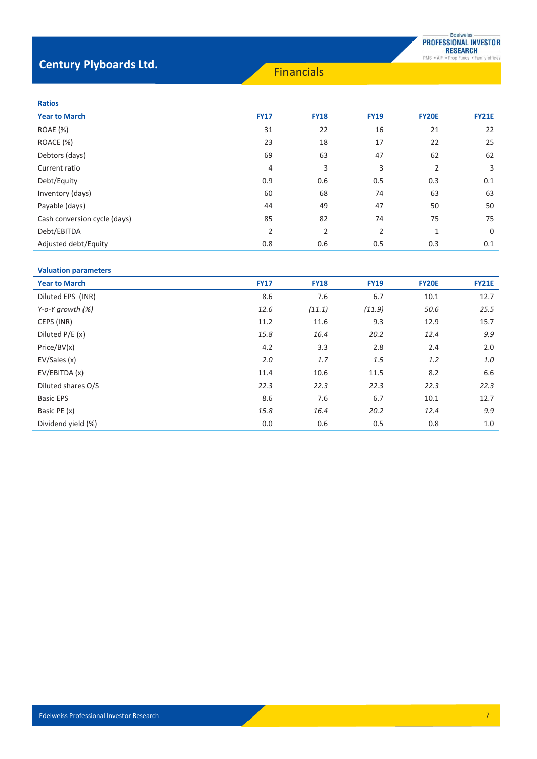# Century Plyboards Ltd.

## Financials

### Ratios

| Year to March | FY17 | FY18 | FY19 | FY20E | FY21E |
|---|---|---|---|---|---|
| ROAE (%) | 31 | 22 | 16 | 21 | 22 |
| ROACE (%) | 23 | 18 | 17 | 22 | 25 |
| Debtors (days) | 69 | 63 | 47 | 62 | 62 |
| Current ratio | 4 | 3 | 3 | 2 | 3 |
| Debt/Equity | 0.9 | 0.6 | 0.5 | 0.3 | 0.1 |
| Inventory (days) | 60 | 68 | 74 | 63 | 63 |
| Payable (days) | 44 | 49 | 47 | 50 | 50 |
| Cash conversion cycle (days) | 85 | 82 | 74 | 75 | 75 |
| Debt/EBITDA | 2 | 2 | 2 | 1 | 0 |
| Adjusted debt/Equity | 0.8 | 0.6 | 0.5 | 0.3 | 0.1 |

### Valuation parameters

| Year to March | FY17 | FY18 | FY19 | FY20E | FY21E |
|---|---|---|---|---|---|
| Diluted EPS (INR) | 8.6 | 7.6 | 6.7 | 10.1 | 12.7 |
| *Y-o-Y growth (%)* | *12.6* | *(11.1)* | *(11.9)* | *50.6* | *25.5* |
| CEPS (INR) | 11.2 | 11.6 | 9.3 | 12.9 | 15.7 |
| Diluted P/E (x) | *15.8* | *16.4* | *20.2* | *12.4* | *9.9* |
| Price/BV(x) | 4.2 | 3.3 | 2.8 | 2.4 | 2.0 |
| EV/Sales (x) | *2.0* | *1.7* | *1.5* | *1.2* | *1.0* |
| EV/EBITDA (x) | 11.4 | 10.6 | 11.5 | 8.2 | 6.6 |
| Diluted shares O/S | *22.3* | *22.3* | *22.3* | *22.3* | *22.3* |
| Basic EPS | 8.6 | 7.6 | 6.7 | 10.1 | 12.7 |
| Basic PE (x) | *15.8* | *16.4* | *20.2* | *12.4* | *9.9* |
| Dividend yield (%) | 0.0 | 0.6 | 0.5 | 0.8 | 1.0 |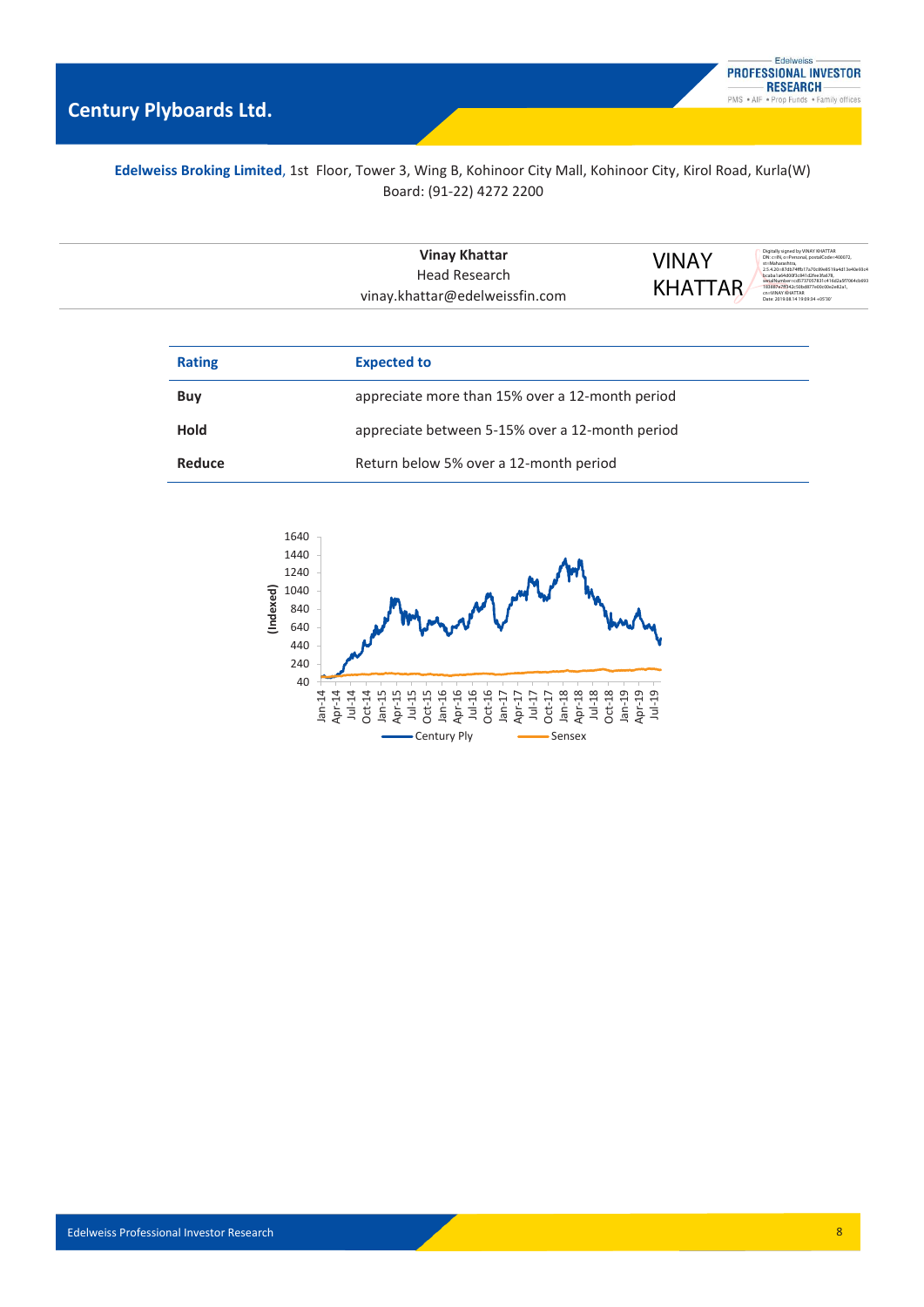# Century Plyboards Ltd.

**Edelweiss Broking Limited**, 1st Floor, Tower 3, Wing B, Kohinoor City Mall, Kohinoor City, Kirol Road, Kurla(W)
Board: (91-22) 4272 2200

**Vinay Khattar**
Head Research
vinay.khattar@edelweissfin.com

| Rating | Expected to |
|---|---|
| **Buy** | appreciate more than 15% over a 12-month period |
| **Hold** | appreciate between 5-15% over a 12-month period |
| **Reduce** | Return below 5% over a 12-month period |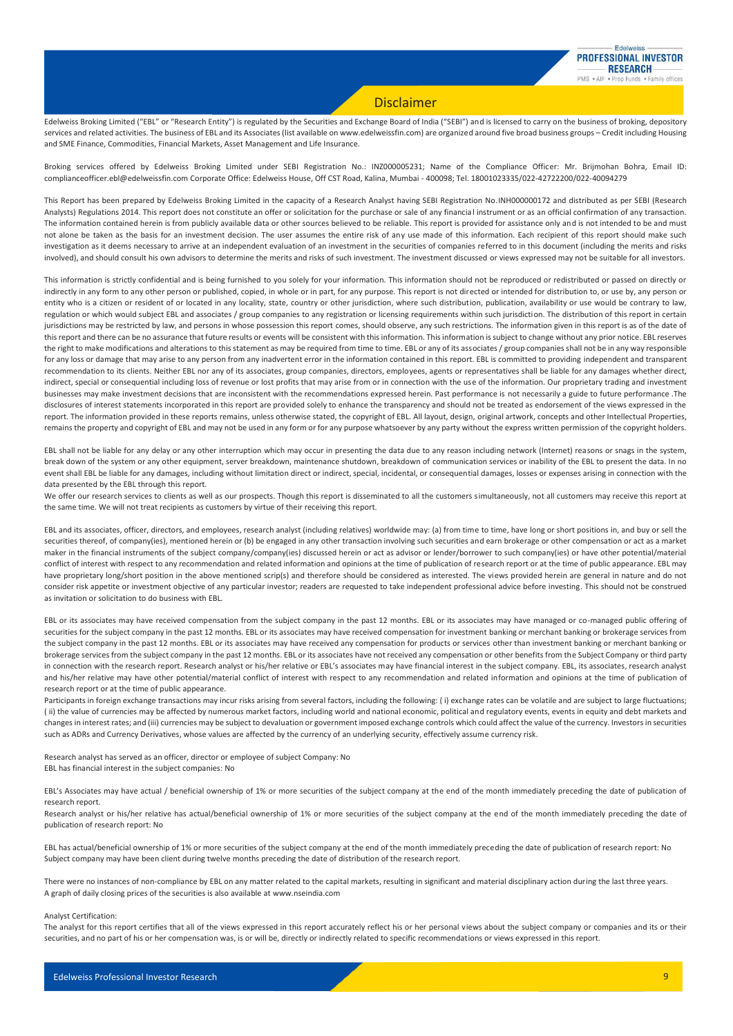# Disclaimer

Edelweiss Broking Limited ("EBL" or "Research Entity") is regulated by the Securities and Exchange Board of India ("SEBI") and is licensed to carry on the business of broking, depository services and related activities. The business of EBL and its Associates (list available on www.edelweissfin.com) are organized around five broad business groups – Credit including Housing and SME Finance, Commodities, Financial Markets, Asset Management and Life Insurance.

Broking services offered by Edelweiss Broking Limited under SEBI Registration No.: INZ000005231; Name of the Compliance Officer: Mr. Brijmohan Bohra, Email ID: complianceofficer.ebl@edelweissfin.com Corporate Office: Edelweiss House, Off CST Road, Kalina, Mumbai - 400098; Tel. 18001023335/022-42722200/022-40094279

This Report has been prepared by Edelweiss Broking Limited in the capacity of a Research Analyst having SEBI Registration No.INH000000172 and distributed as per SEBI (Research Analysts) Regulations 2014. This report does not constitute an offer or solicitation for the purchase or sale of any financial instrument or as an official confirmation of any transaction. The information contained herein is from publicly available data or other sources believed to be reliable. This report is provided for assistance only and is not intended to be and must not alone be taken as the basis for an investment decision. The user assumes the entire risk of any use made of this information. Each recipient of this report should make such investigation as it deems necessary to arrive at an independent evaluation of an investment in the securities of companies referred to in this document (including the merits and risks involved), and should consult his own advisors to determine the merits and risks of such investment. The investment discussed or views expressed may not be suitable for all investors.

This information is strictly confidential and is being furnished to you solely for your information. This information should not be reproduced or redistributed or passed on directly or indirectly in any form to any other person or published, copied, in whole or in part, for any purpose. This report is not directed or intended for distribution to, or use by, any person or entity who is a citizen or resident of or located in any locality, state, country or other jurisdiction, where such distribution, publication, availability or use would be contrary to law, regulation or which would subject EBL and associates / group companies to any registration or licensing requirements within such jurisdiction. The distribution of this report in certain jurisdictions may be restricted by law, and persons in whose possession this report comes, should observe, any such restrictions. The information given in this report is as of the date of this report and there can be no assurance that future results or events will be consistent with this information. This information is subject to change without any prior notice. EBL reserves the right to make modifications and alterations to this statement as may be required from time to time. EBL or any of its associates / group companies shall not be in any way responsible for any loss or damage that may arise to any person from any inadvertent error in the information contained in this report. EBL is committed to providing independent and transparent recommendation to its clients. Neither EBL nor any of its associates, group companies, directors, employees, agents or representatives shall be liable for any damages whether direct, indirect, special or consequential including loss of revenue or lost profits that may arise from or in connection with the use of the information. Our proprietary trading and investment businesses may make investment decisions that are inconsistent with the recommendations expressed herein. Past performance is not necessarily a guide to future performance .The disclosures of interest statements incorporated in this report are provided solely to enhance the transparency and should not be treated as endorsement of the views expressed in the report. The information provided in these reports remains, unless otherwise stated, the copyright of EBL. All layout, design, original artwork, concepts and other Intellectual Properties, remains the property and copyright of EBL and may not be used in any form or for any purpose whatsoever by any party without the express written permission of the copyright holders.

EBL shall not be liable for any delay or any other interruption which may occur in presenting the data due to any reason including network (Internet) reasons or snags in the system, break down of the system or any other equipment, server breakdown, maintenance shutdown, breakdown of communication services or inability of the EBL to present the data. In no event shall EBL be liable for any damages, including without limitation direct or indirect, special, incidental, or consequential damages, losses or expenses arising in connection with the data presented by the EBL through this report.

We offer our research services to clients as well as our prospects. Though this report is disseminated to all the customers simultaneously, not all customers may receive this report at the same time. We will not treat recipients as customers by virtue of their receiving this report.

EBL and its associates, officer, directors, and employees, research analyst (including relatives) worldwide may: (a) from time to time, have long or short positions in, and buy or sell the securities thereof, of company(ies), mentioned herein or (b) be engaged in any other transaction involving such securities and earn brokerage or other compensation or act as a market maker in the financial instruments of the subject company/company(ies) discussed herein or act as advisor or lender/borrower to such company(ies) or have other potential/material conflict of interest with respect to any recommendation and related information and opinions at the time of publication of research report or at the time of public appearance. EBL may have proprietary long/short position in the above mentioned scrip(s) and therefore should be considered as interested. The views provided herein are general in nature and do not consider risk appetite or investment objective of any particular investor; readers are requested to take independent professional advice before investing. This should not be construed as invitation or solicitation to do business with EBL.

EBL or its associates may have received compensation from the subject company in the past 12 months. EBL or its associates may have managed or co-managed public offering of securities for the subject company in the past 12 months. EBL or its associates may have received compensation for investment banking or merchant banking or brokerage services from the subject company in the past 12 months. EBL or its associates may have received any compensation for products or services other than investment banking or merchant banking or brokerage services from the subject company in the past 12 months. EBL or its associates have not received any compensation or other benefits from the Subject Company or third party in connection with the research report. Research analyst or his/her relative or EBL's associates may have financial interest in the subject company. EBL, its associates, research analyst and his/her relative may have other potential/material conflict of interest with respect to any recommendation and related information and opinions at the time of publication of research report or at the time of public appearance.

Participants in foreign exchange transactions may incur risks arising from several factors, including the following: ( i) exchange rates can be volatile and are subject to large fluctuations; ( ii) the value of currencies may be affected by numerous market factors, including world and national economic, political and regulatory events, events in equity and debt markets and changes in interest rates; and (iii) currencies may be subject to devaluation or government imposed exchange controls which could affect the value of the currency. Investors in securities such as ADRs and Currency Derivatives, whose values are affected by the currency of an underlying security, effectively assume currency risk.

Research analyst has served as an officer, director or employee of subject Company: No
EBL has financial interest in the subject companies: No

EBL's Associates may have actual / beneficial ownership of 1% or more securities of the subject company at the end of the month immediately preceding the date of publication of research report.
Research analyst or his/her relative has actual/beneficial ownership of 1% or more securities of the subject company at the end of the month immediately preceding the date of publication of research report: No

EBL has actual/beneficial ownership of 1% or more securities of the subject company at the end of the month immediately preceding the date of publication of research report: No
Subject company may have been client during twelve months preceding the date of distribution of the research report.

There were no instances of non-compliance by EBL on any matter related to the capital markets, resulting in significant and material disciplinary action during the last three years.
A graph of daily closing prices of the securities is also available at www.nseindia.com

Analyst Certification:
The analyst for this report certifies that all of the views expressed in this report accurately reflect his or her personal views about the subject company or companies and its or their securities, and no part of his or her compensation was, is or will be, directly or indirectly related to specific recommendations or views expressed in this report.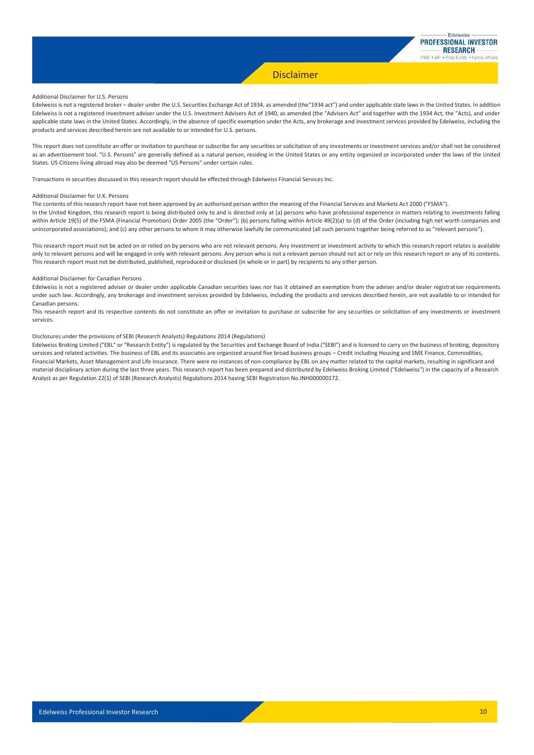# Disclaimer

Additional Disclaimer for U.S. Persons

Edelweiss is not a registered broker – dealer under the U.S. Securities Exchange Act of 1934, as amended (the"1934 act") and under applicable state laws in the United States. In addition Edelweiss is not a registered investment adviser under the U.S. Investment Advisers Act of 1940, as amended (the "Advisers Act" and together with the 1934 Act, the "Acts), and under applicable state laws in the United States. Accordingly, in the absence of specific exemption under the Acts, any brokerage and investment services provided by Edelweiss, including the products and services described herein are not available to or intended for U.S. persons.

This report does not constitute an offer or invitation to purchase or subscribe for any securities or solicitation of any investments or investment services and/or shall not be considered as an advertisement tool. "U.S. Persons" are generally defined as a natural person, residing in the United States or any entity organized or incorporated under the laws of the United States. US Citizens living abroad may also be deemed "US Persons" under certain rules.

Transactions in securities discussed in this research report should be effected through Edelweiss Financial Services Inc.

Additional Disclaimer for U.K. Persons

The contents of this research report have not been approved by an authorised person within the meaning of the Financial Services and Markets Act 2000 ("FSMA").

In the United Kingdom, this research report is being distributed only to and is directed only at (a) persons who have professional experience in matters relating to investments falling within Article 19(5) of the FSMA (Financial Promotion) Order 2005 (the "Order"); (b) persons falling within Article 49(2)(a) to (d) of the Order (including high net worth companies and unincorporated associations); and (c) any other persons to whom it may otherwise lawfully be communicated (all such persons together being referred to as "relevant persons").

This research report must not be acted on or relied on by persons who are not relevant persons. Any investment or investment activity to which this research report relates is available only to relevant persons and will be engaged in only with relevant persons. Any person who is not a relevant person should not act or rely on this research report or any of its contents. This research report must not be distributed, published, reproduced or disclosed (in whole or in part) by recipients to any other person.

Additional Disclaimer for Canadian Persons

Edelweiss is not a registered adviser or dealer under applicable Canadian securities laws nor has it obtained an exemption from the adviser and/or dealer registration requirements under such law. Accordingly, any brokerage and investment services provided by Edelweiss, including the products and services described herein, are not available to or intended for Canadian persons.

This research report and its respective contents do not constitute an offer or invitation to purchase or subscribe for any securities or solicitation of any investments or investment services.

Disclosures under the provisions of SEBI (Research Analysts) Regulations 2014 (Regulations)

Edelweiss Broking Limited ("EBL" or "Research Entity") is regulated by the Securities and Exchange Board of India ("SEBI") and is licensed to carry on the business of broking, depository services and related activities. The business of EBL and its associates are organized around five broad business groups – Credit including Housing and SME Finance, Commodities, Financial Markets, Asset Management and Life Insurance. There were no instances of non-compliance by EBL on any matter related to the capital markets, resulting in significant and material disciplinary action during the last three years. This research report has been prepared and distributed by Edelweiss Broking Limited ("Edelweiss") in the capacity of a Research Analyst as per Regulation 22(1) of SEBI (Research Analysts) Regulations 2014 having SEBI Registration No.INH000000172.